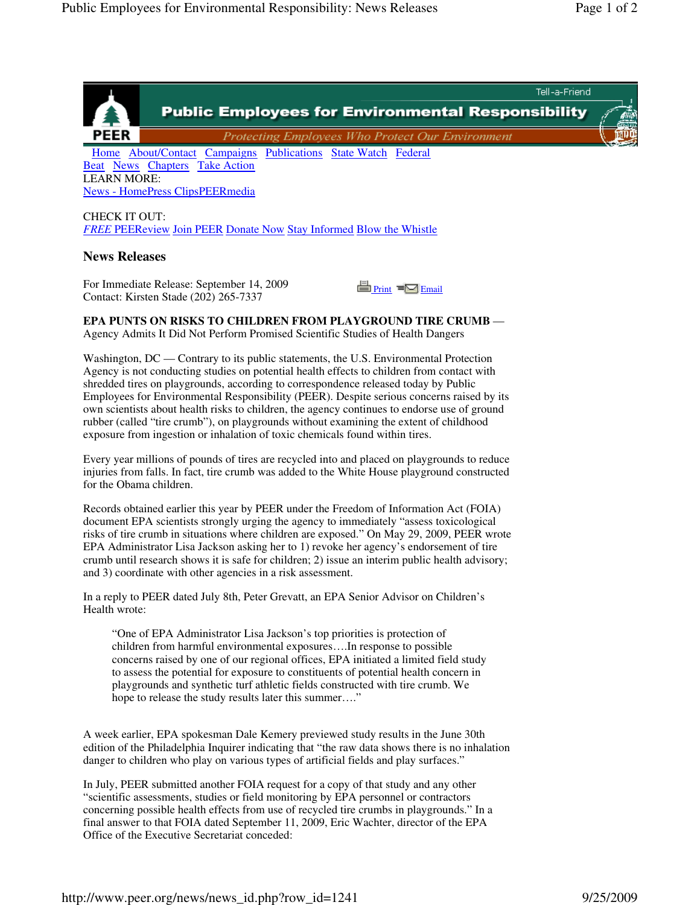Public Employees for Environmental Responsibility

Protecting Employees Who Protect Our Environment

Tell-a-Friend

Home About/Contact Campaigns Publications State Watch Federal Beat News Chapters Take Action

LEARN MORE:

News - HomePress ClipsPEERmedia

CHECK IT OUT:

*FREE* PEEReview Join PEER Donate Now Stay Informed Blow the Whistle

## News Releases

For Immediate Release: September 14, 2009
Contact: Kirsten Stade (202) 265-7337

Print Email

**EPA PUNTS ON RISKS TO CHILDREN FROM PLAYGROUND TIRE CRUMB** —
Agency Admits It Did Not Perform Promised Scientific Studies of Health Dangers

Washington, DC — Contrary to its public statements, the U.S. Environmental Protection Agency is not conducting studies on potential health effects to children from contact with shredded tires on playgrounds, according to correspondence released today by Public Employees for Environmental Responsibility (PEER). Despite serious concerns raised by its own scientists about health risks to children, the agency continues to endorse use of ground rubber (called "tire crumb"), on playgrounds without examining the extent of childhood exposure from ingestion or inhalation of toxic chemicals found within tires.

Every year millions of pounds of tires are recycled into and placed on playgrounds to reduce injuries from falls. In fact, tire crumb was added to the White House playground constructed for the Obama children.

Records obtained earlier this year by PEER under the Freedom of Information Act (FOIA) document EPA scientists strongly urging the agency to immediately "assess toxicological risks of tire crumb in situations where children are exposed." On May 29, 2009, PEER wrote EPA Administrator Lisa Jackson asking her to 1) revoke her agency's endorsement of tire crumb until research shows it is safe for children; 2) issue an interim public health advisory; and 3) coordinate with other agencies in a risk assessment.

In a reply to PEER dated July 8th, Peter Grevatt, an EPA Senior Advisor on Children's Health wrote:

> "One of EPA Administrator Lisa Jackson's top priorities is protection of children from harmful environmental exposures….In response to possible concerns raised by one of our regional offices, EPA initiated a limited field study to assess the potential for exposure to constituents of potential health concern in playgrounds and synthetic turf athletic fields constructed with tire crumb. We hope to release the study results later this summer…."

A week earlier, EPA spokesman Dale Kemery previewed study results in the June 30th edition of the Philadelphia Inquirer indicating that "the raw data shows there is no inhalation danger to children who play on various types of artificial fields and play surfaces."

In July, PEER submitted another FOIA request for a copy of that study and any other "scientific assessments, studies or field monitoring by EPA personnel or contractors concerning possible health effects from use of recycled tire crumbs in playgrounds." In a final answer to that FOIA dated September 11, 2009, Eric Wachter, director of the EPA Office of the Executive Secretariat conceded: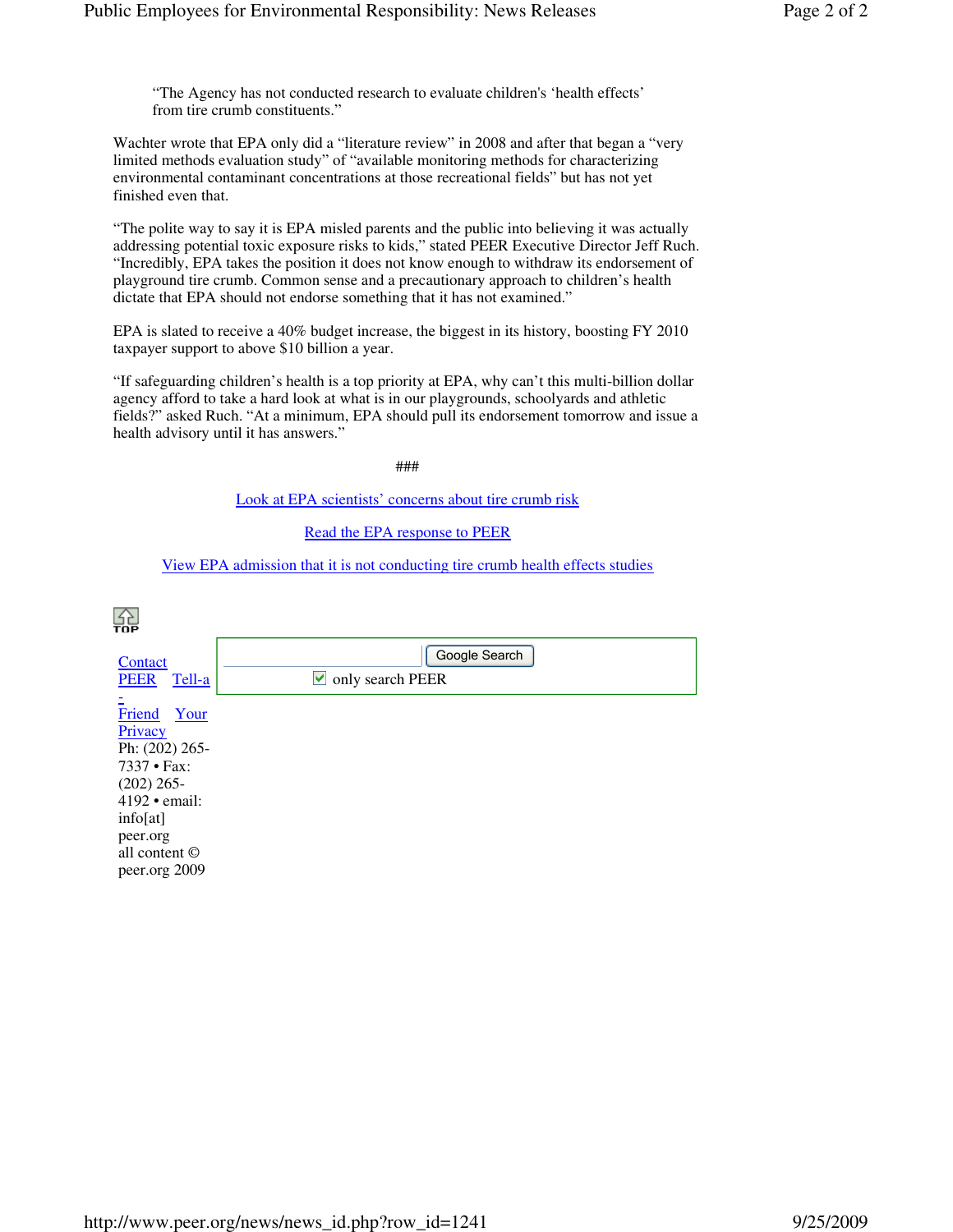> "The Agency has not conducted research to evaluate children's 'health effects' from tire crumb constituents."

Wachter wrote that EPA only did a "literature review" in 2008 and after that began a "very limited methods evaluation study" of "available monitoring methods for characterizing environmental contaminant concentrations at those recreational fields" but has not yet finished even that.

"The polite way to say it is EPA misled parents and the public into believing it was actually addressing potential toxic exposure risks to kids," stated PEER Executive Director Jeff Ruch. "Incredibly, EPA takes the position it does not know enough to withdraw its endorsement of playground tire crumb. Common sense and a precautionary approach to children's health dictate that EPA should not endorse something that it has not examined."

EPA is slated to receive a 40% budget increase, the biggest in its history, boosting FY 2010 taxpayer support to above $10 billion a year.

"If safeguarding children's health is a top priority at EPA, why can't this multi-billion dollar agency afford to take a hard look at what is in our playgrounds, schoolyards and athletic fields?" asked Ruch. "At a minimum, EPA should pull its endorsement tomorrow and issue a health advisory until it has answers."

###

Look at EPA scientists' concerns about tire crumb risk

Read the EPA response to PEER

View EPA admission that it is not conducting tire crumb health effects studies

TOP

Contact PEER Tell-a-Friend Your Privacy

Ph: (202) 265-7337 • Fax: (202) 265-4192 • email: info[at]peer.org

all content © peer.org 2009

Google Search

only search PEER